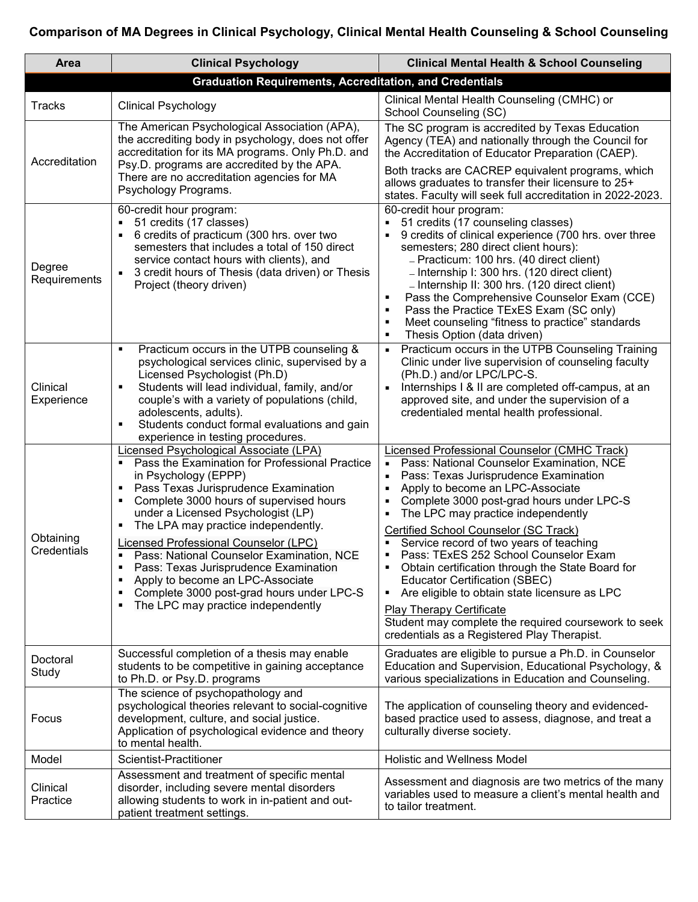# Comparison of MA Degrees in Clinical Psychology, Clinical Mental Health Counseling & School Counseling

| Area | Clinical Psychology | Clinical Mental Health & School Counseling |
|---|---|---|
| **Graduation Requirements, Accreditation, and Credentials** | | |
| Tracks | Clinical Psychology | Clinical Mental Health Counseling (CMHC) or School Counseling (SC) |
| Accreditation | The American Psychological Association (APA), the accrediting body in psychology, does not offer accreditation for its MA programs. Only Ph.D. and Psy.D. programs are accredited by the APA. There are no accreditation agencies for MA Psychology Programs. | The SC program is accredited by Texas Education Agency (TEA) and nationally through the Council for the Accreditation of Educator Preparation (CAEP).<br><br>Both tracks are CACREP equivalent programs, which allows graduates to transfer their licensure to 25+ states. Faculty will seek full accreditation in 2022-2023. |
| Degree Requirements | 60-credit hour program:<br>▪ 51 credits (17 classes)<br>▪ 6 credits of practicum (300 hrs. over two semesters that includes a total of 150 direct service contact hours with clients), and<br>▪ 3 credit hours of Thesis (data driven) or Thesis Project (theory driven) | 60-credit hour program:<br>▪ 51 credits (17 counseling classes)<br>▪ 9 credits of clinical experience (700 hrs. over three semesters; 280 direct client hours):<br>– Practicum: 100 hrs. (40 direct client)<br>– Internship I: 300 hrs. (120 direct client)<br>– Internship II: 300 hrs. (120 direct client)<br>▪ Pass the Comprehensive Counselor Exam (CCE)<br>▪ Pass the Practice TExES Exam (SC only)<br>▪ Meet counseling "fitness to practice" standards<br>▪ Thesis Option (data driven) |
| Clinical Experience | ▪ Practicum occurs in the UTPB counseling & psychological services clinic, supervised by a Licensed Psychologist (Ph.D)<br>▪ Students will lead individual, family, and/or couple's with a variety of populations (child, adolescents, adults).<br>▪ Students conduct formal evaluations and gain experience in testing procedures. | ▪ Practicum occurs in the UTPB Counseling Training Clinic under live supervision of counseling faculty (Ph.D.) and/or LPC/LPC-S.<br>▪ Internships I & II are completed off-campus, at an approved site, and under the supervision of a credentialed mental health professional. |
| Obtaining Credentials | <u>Licensed Psychological Associate (LPA)</u><br>▪ Pass the Examination for Professional Practice in Psychology (EPPP)<br>▪ Pass Texas Jurisprudence Examination<br>▪ Complete 3000 hours of supervised hours under a Licensed Psychologist (LP)<br>▪ The LPA may practice independently.<br><br><u>Licensed Professional Counselor (LPC)</u><br>▪ Pass: National Counselor Examination, NCE<br>▪ Pass: Texas Jurisprudence Examination<br>▪ Apply to become an LPC-Associate<br>▪ Complete 3000 post-grad hours under LPC-S<br>▪ The LPC may practice independently | <u>Licensed Professional Counselor (CMHC Track)</u><br>▪ Pass: National Counselor Examination, NCE<br>▪ Pass: Texas Jurisprudence Examination<br>▪ Apply to become an LPC-Associate<br>▪ Complete 3000 post-grad hours under LPC-S<br>▪ The LPC may practice independently<br><br><u>Certified School Counselor (SC Track)</u><br>▪ Service record of two years of teaching<br>▪ Pass: TExES 252 School Counselor Exam<br>▪ Obtain certification through the State Board for Educator Certification (SBEC)<br>▪ Are eligible to obtain state licensure as LPC<br><br><u>Play Therapy Certificate</u><br>Student may complete the required coursework to seek credentials as a Registered Play Therapist. |
| Doctoral Study | Successful completion of a thesis may enable students to be competitive in gaining acceptance to Ph.D. or Psy.D. programs | Graduates are eligible to pursue a Ph.D. in Counselor Education and Supervision, Educational Psychology, & various specializations in Education and Counseling. |
| Focus | The science of psychopathology and psychological theories relevant to social-cognitive development, culture, and social justice. Application of psychological evidence and theory to mental health. | The application of counseling theory and evidenced-based practice used to assess, diagnose, and treat a culturally diverse society. |
| Model | Scientist-Practitioner | Holistic and Wellness Model |
| Clinical Practice | Assessment and treatment of specific mental disorder, including severe mental disorders allowing students to work in in-patient and out-patient treatment settings. | Assessment and diagnosis are two metrics of the many variables used to measure a client's mental health and to tailor treatment. |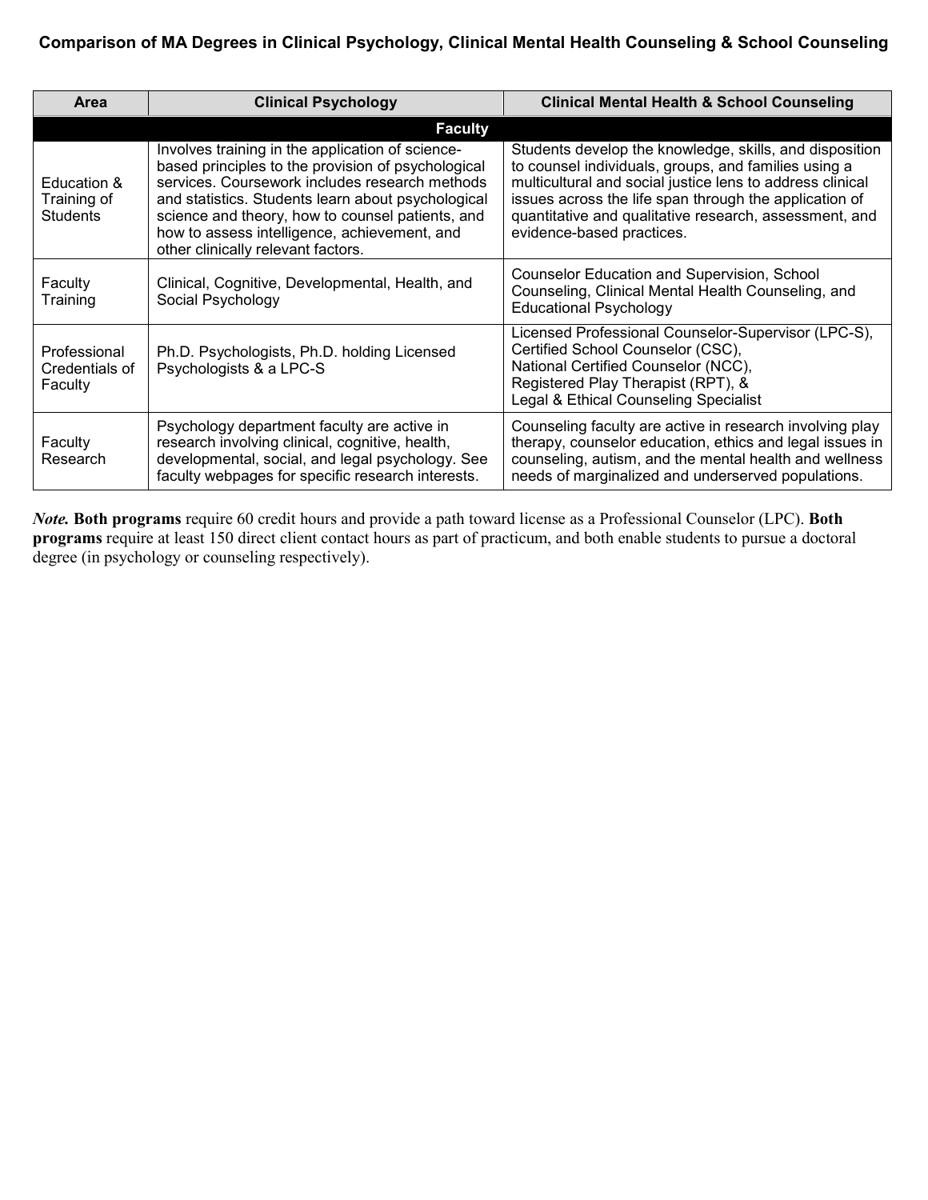**Comparison of MA Degrees in Clinical Psychology, Clinical Mental Health Counseling & School Counseling**

| Area | Clinical Psychology | Clinical Mental Health & School Counseling |
|---|---|---|
| **Faculty** | | |
| Education & Training of Students | Involves training in the application of science-based principles to the provision of psychological services. Coursework includes research methods and statistics. Students learn about psychological science and theory, how to counsel patients, and how to assess intelligence, achievement, and other clinically relevant factors. | Students develop the knowledge, skills, and disposition to counsel individuals, groups, and families using a multicultural and social justice lens to address clinical issues across the life span through the application of quantitative and qualitative research, assessment, and evidence-based practices. |
| Faculty Training | Clinical, Cognitive, Developmental, Health, and Social Psychology | Counselor Education and Supervision, School Counseling, Clinical Mental Health Counseling, and Educational Psychology |
| Professional Credentials of Faculty | Ph.D. Psychologists, Ph.D. holding Licensed Psychologists & a LPC-S | Licensed Professional Counselor-Supervisor (LPC-S), Certified School Counselor (CSC), National Certified Counselor (NCC), Registered Play Therapist (RPT), & Legal & Ethical Counseling Specialist |
| Faculty Research | Psychology department faculty are active in research involving clinical, cognitive, health, developmental, social, and legal psychology. See faculty webpages for specific research interests. | Counseling faculty are active in research involving play therapy, counselor education, ethics and legal issues in counseling, autism, and the mental health and wellness needs of marginalized and underserved populations. |

***Note.*** **Both programs** require 60 credit hours and provide a path toward license as a Professional Counselor (LPC). **Both programs** require at least 150 direct client contact hours as part of practicum, and both enable students to pursue a doctoral degree (in psychology or counseling respectively).